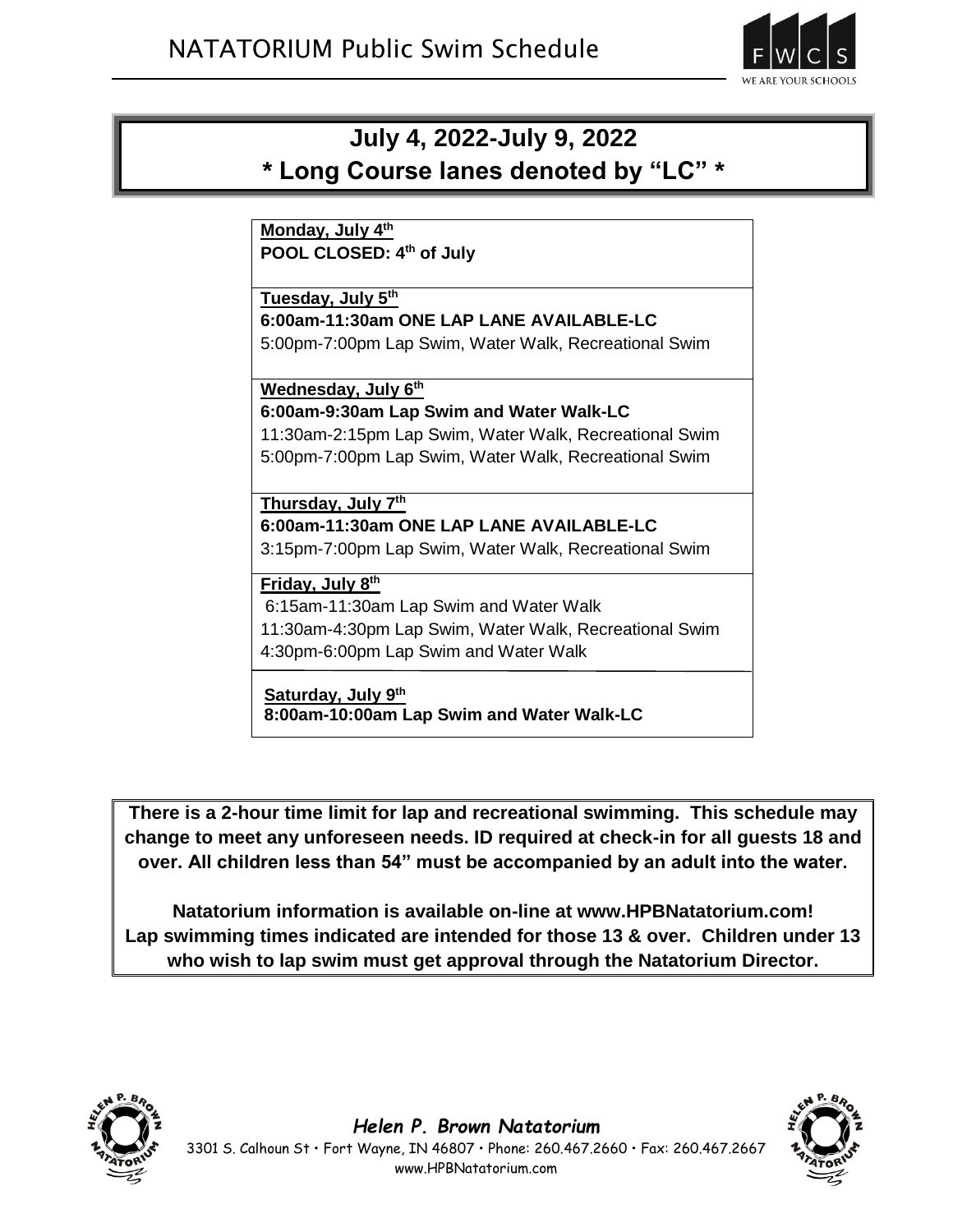# NATATORIUM Public Swim Schedule

FWCS
WE ARE YOUR SCHOOLS

## July 4, 2022-July 9, 2022
## * Long Course lanes denoted by "LC" *

**Monday, July 4th**
**POOL CLOSED: 4th of July**

**Tuesday, July 5th**
**6:00am-11:30am ONE LAP LANE AVAILABLE-LC**
5:00pm-7:00pm Lap Swim, Water Walk, Recreational Swim

**Wednesday, July 6th**
**6:00am-9:30am Lap Swim and Water Walk-LC**
11:30am-2:15pm Lap Swim, Water Walk, Recreational Swim
5:00pm-7:00pm Lap Swim, Water Walk, Recreational Swim

**Thursday, July 7th**
**6:00am-11:30am ONE LAP LANE AVAILABLE-LC**
3:15pm-7:00pm Lap Swim, Water Walk, Recreational Swim

**Friday, July 8th**
6:15am-11:30am Lap Swim and Water Walk
11:30am-4:30pm Lap Swim, Water Walk, Recreational Swim
4:30pm-6:00pm Lap Swim and Water Walk

**Saturday, July 9th**
**8:00am-10:00am Lap Swim and Water Walk-LC**

**There is a 2-hour time limit for lap and recreational swimming. This schedule may change to meet any unforeseen needs. ID required at check-in for all guests 18 and over. All children less than 54" must be accompanied by an adult into the water.**

**Natatorium information is available on-line at www.HPBNatatorium.com! Lap swimming times indicated are intended for those 13 & over. Children under 13 who wish to lap swim must get approval through the Natatorium Director.**

***Helen P. Brown Natatorium***
3301 S. Calhoun St • Fort Wayne, IN 46807 • Phone: 260.467.2660 • Fax: 260.467.2667
www.HPBNatatorium.com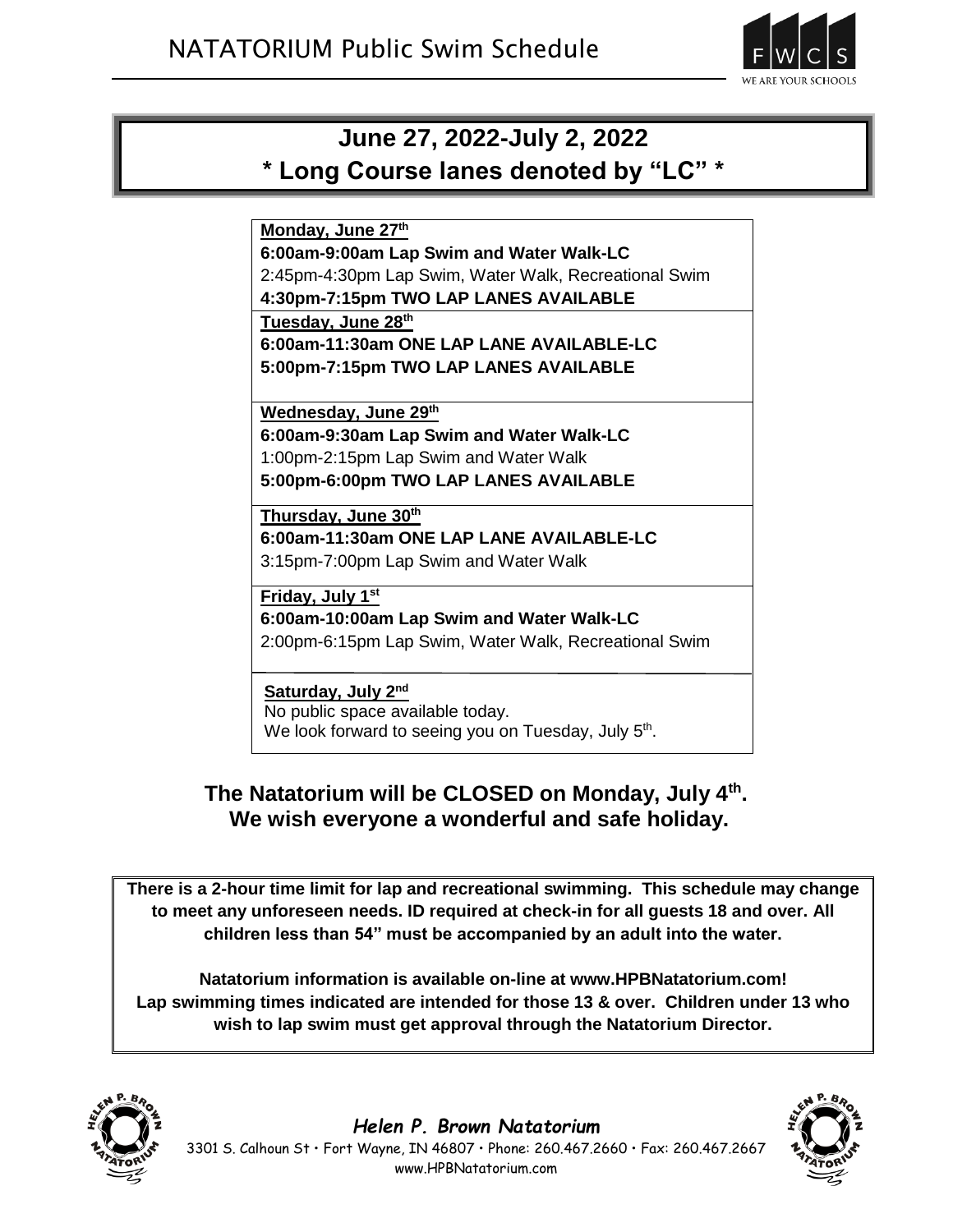# NATATORIUM Public Swim Schedule

FWCS
WE ARE YOUR SCHOOLS

## June 27, 2022-July 2, 2022
## * Long Course lanes denoted by "LC" *

**Monday, June 27th**
**6:00am-9:00am Lap Swim and Water Walk-LC**
2:45pm-4:30pm Lap Swim, Water Walk, Recreational Swim
**4:30pm-7:15pm TWO LAP LANES AVAILABLE**

**Tuesday, June 28th**
**6:00am-11:30am ONE LAP LANE AVAILABLE-LC**
**5:00pm-7:15pm TWO LAP LANES AVAILABLE**

**Wednesday, June 29th**
**6:00am-9:30am Lap Swim and Water Walk-LC**
1:00pm-2:15pm Lap Swim and Water Walk
**5:00pm-6:00pm TWO LAP LANES AVAILABLE**

**Thursday, June 30th**
**6:00am-11:30am ONE LAP LANE AVAILABLE-LC**
3:15pm-7:00pm Lap Swim and Water Walk

**Friday, July 1st**
**6:00am-10:00am Lap Swim and Water Walk-LC**
2:00pm-6:15pm Lap Swim, Water Walk, Recreational Swim

**Saturday, July 2nd**
No public space available today.
We look forward to seeing you on Tuesday, July 5th.

**The Natatorium will be CLOSED on Monday, July 4th.**
**We wish everyone a wonderful and safe holiday.**

**There is a 2-hour time limit for lap and recreational swimming. This schedule may change to meet any unforeseen needs. ID required at check-in for all guests 18 and over. All children less than 54" must be accompanied by an adult into the water.**

**Natatorium information is available on-line at www.HPBNatatorium.com!**
**Lap swimming times indicated are intended for those 13 & over. Children under 13 who wish to lap swim must get approval through the Natatorium Director.**

***Helen P. Brown Natatorium***
3301 S. Calhoun St • Fort Wayne, IN 46807 • Phone: 260.467.2660 • Fax: 260.467.2667
www.HPBNatatorium.com